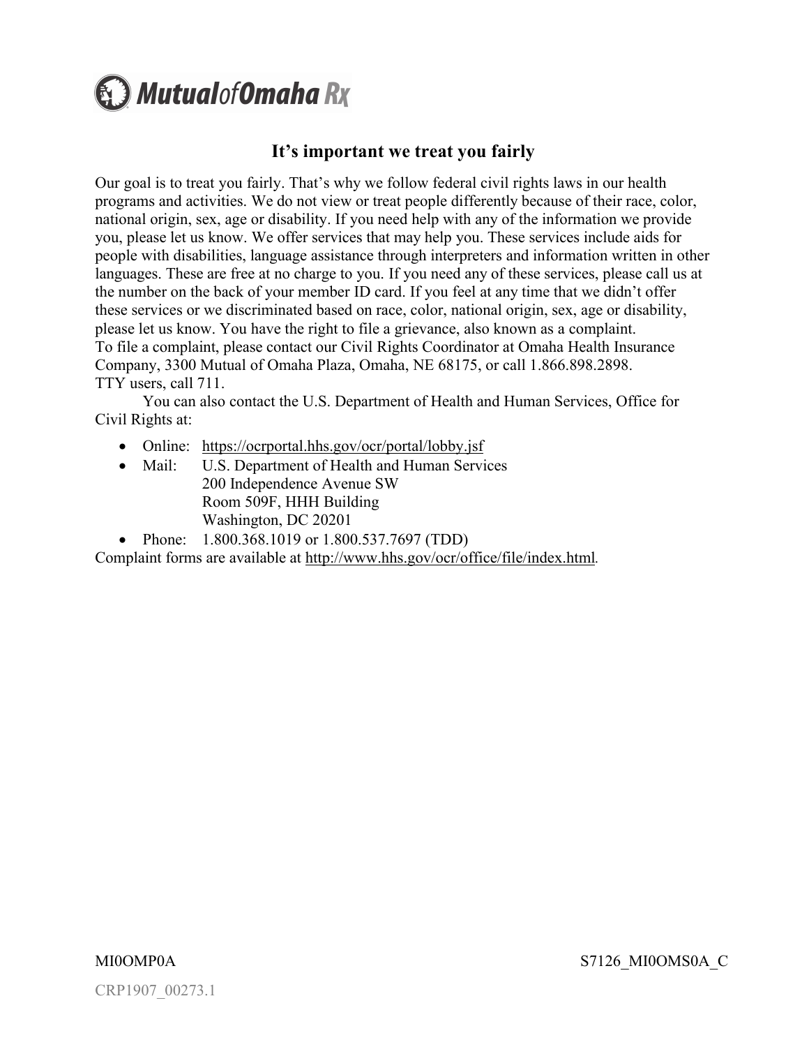Mutual of Omaha Rx

## It’s important we treat you fairly

Our goal is to treat you fairly. That’s why we follow federal civil rights laws in our health programs and activities. We do not view or treat people differently because of their race, color, national origin, sex, age or disability. If you need help with any of the information we provide you, please let us know. We offer services that may help you. These services include aids for people with disabilities, language assistance through interpreters and information written in other languages. These are free at no charge to you. If you need any of these services, please call us at the number on the back of your member ID card. If you feel at any time that we didn’t offer these services or we discriminated based on race, color, national origin, sex, age or disability, please let us know. You have the right to file a grievance, also known as a complaint. To file a complaint, please contact our Civil Rights Coordinator at Omaha Health Insurance Company, 3300 Mutual of Omaha Plaza, Omaha, NE 68175, or call 1.866.898.2898. TTY users, call 711.

You can also contact the U.S. Department of Health and Human Services, Office for Civil Rights at:

- Online: https://ocrportal.hhs.gov/ocr/portal/lobby.jsf
- Mail: U.S. Department of Health and Human Services
  200 Independence Avenue SW
  Room 509F, HHH Building
  Washington, DC 20201
- Phone: 1.800.368.1019 or 1.800.537.7697 (TDD)

Complaint forms are available at http://www.hhs.gov/ocr/office/file/index.html.

MI0OMP0A S7126_MI0OMS0A_C

CRP1907_00273.1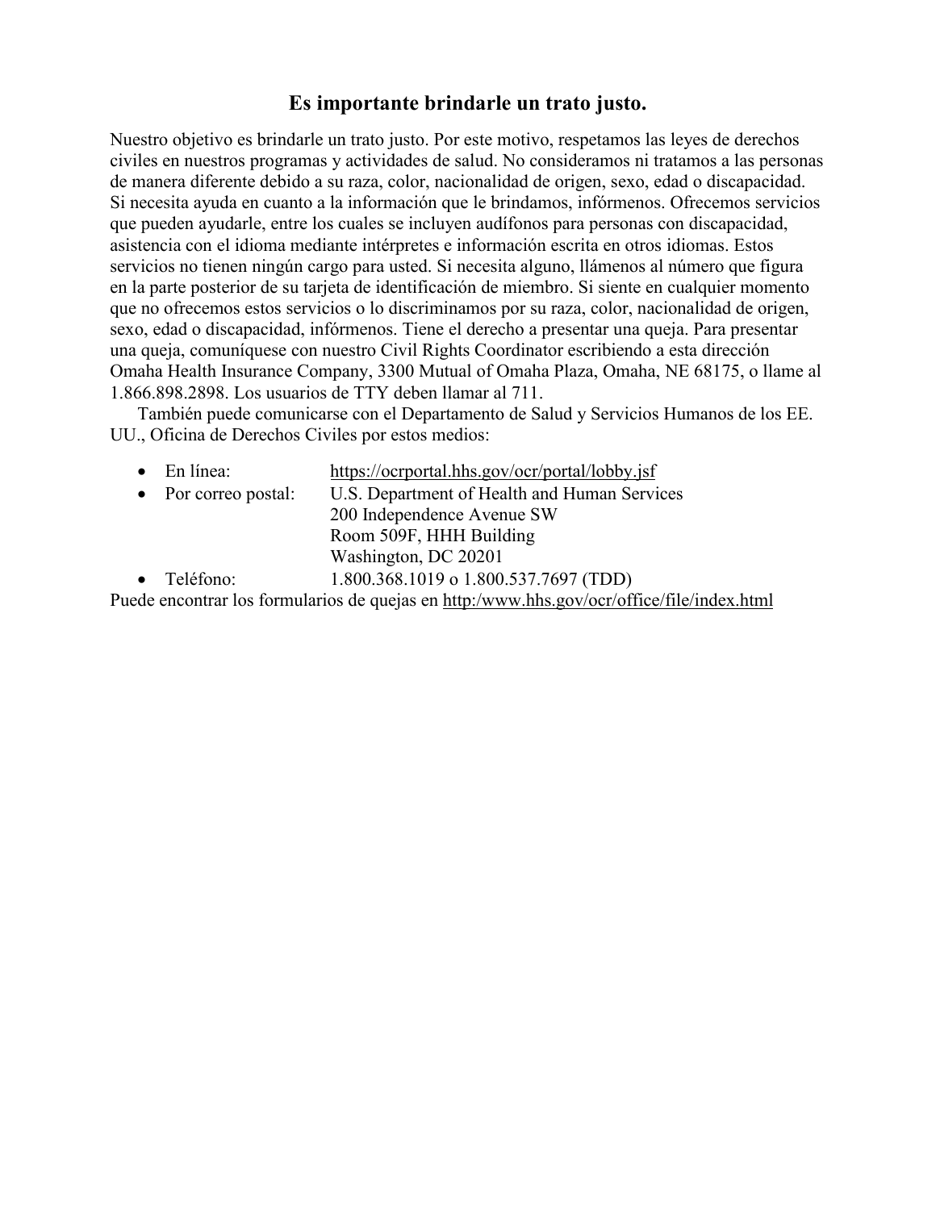## Es importante brindarle un trato justo.

Nuestro objetivo es brindarle un trato justo. Por este motivo, respetamos las leyes de derechos civiles en nuestros programas y actividades de salud. No consideramos ni tratamos a las personas de manera diferente debido a su raza, color, nacionalidad de origen, sexo, edad o discapacidad. Si necesita ayuda en cuanto a la información que le brindamos, infórmenos. Ofrecemos servicios que pueden ayudarle, entre los cuales se incluyen audífonos para personas con discapacidad, asistencia con el idioma mediante intérpretes e información escrita en otros idiomas. Estos servicios no tienen ningún cargo para usted. Si necesita alguno, llámenos al número que figura en la parte posterior de su tarjeta de identificación de miembro. Si siente en cualquier momento que no ofrecemos estos servicios o lo discriminamos por su raza, color, nacionalidad de origen, sexo, edad o discapacidad, infórmenos. Tiene el derecho a presentar una queja. Para presentar una queja, comuníquese con nuestro Civil Rights Coordinator escribiendo a esta dirección Omaha Health Insurance Company, 3300 Mutual of Omaha Plaza, Omaha, NE 68175, o llame al 1.866.898.2898. Los usuarios de TTY deben llamar al 711.

También puede comunicarse con el Departamento de Salud y Servicios Humanos de los EE. UU., Oficina de Derechos Civiles por estos medios:

- En línea: https://ocrportal.hhs.gov/ocr/portal/lobby.jsf
- Por correo postal: U.S. Department of Health and Human Services
  200 Independence Avenue SW
  Room 509F, HHH Building
  Washington, DC 20201
- Teléfono: 1.800.368.1019 o 1.800.537.7697 (TDD)

Puede encontrar los formularios de quejas en http:/www.hhs.gov/ocr/office/file/index.html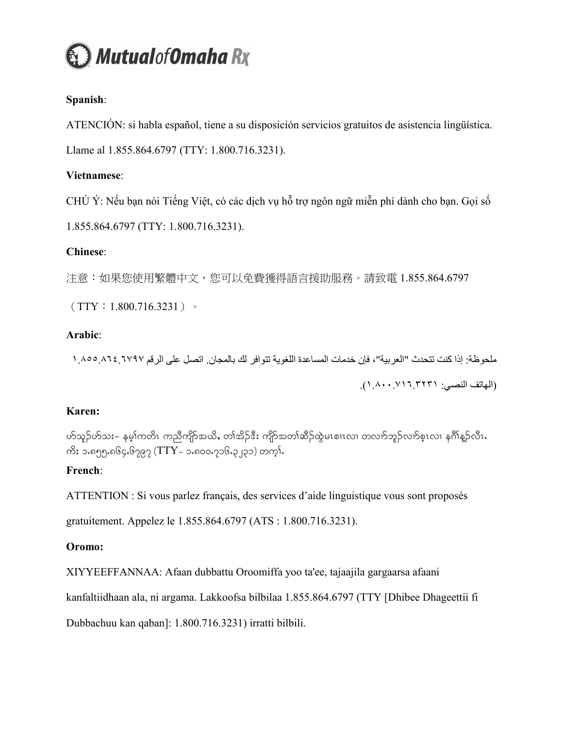**Mutual of Omaha Rx**

**Spanish**:

ATENCIÓN: si habla español, tiene a su disposición servicios gratuitos de asistencia lingüística. Llame al 1.855.864.6797 (TTY: 1.800.716.3231).

**Vietnamese**:

CHÚ Ý: Nếu bạn nói Tiếng Việt, có các dịch vụ hỗ trợ ngôn ngữ miễn phí dành cho bạn. Gọi số 1.855.864.6797 (TTY: 1.800.716.3231).

**Chinese**:

注意：如果您使用繁體中文，您可以免費獲得語言援助服務。請致電 1.855.864.6797（TTY：1.800.716.3231）。

**Arabic**:

ملحوظة: إذا كنت تتحدث "العربية"، فإن خدمات المساعدة اللغوية تتوافر لك بالمجان. اتصل على الرقم ١.٨٥٥.٨٦٤.٦٧٩٧ (الهاتف النصي: ١.٨٠٠.٧١٦.٣٢٣١).

**Karen:**

ဟ်သူဉ်ဟ်သး– နမ့္ကတိၤ ကညီကျိာ်အယိ, တၢ်အိဉ်ဒီး ကျိာ်အတၢ်ဆီဉ်ထွဲမၤစၢၤလၢ တလၢာ်ဘူဉ်လၢာ်စ့ၤလၢ နဂီၢ်နၣ်လီၤ. ကိး ၁.၈၅၅.၈၆၄.၆၇၉၇ (TTY- ၁.၈၀၀.၇၁၆.၃၂၃၁) တက့ၢ်.

**French**:

ATTENTION : Si vous parlez français, des services d'aide linguistique vous sont proposés gratuitement. Appelez le 1.855.864.6797 (ATS : 1.800.716.3231).

**Oromo:**

XIYYEEFFANNAA: Afaan dubbattu Oroomiffa yoo ta'ee, tajaajila gargaarsa afaani kanfaltiidhaan ala, ni argama. Lakkoofsa bilbilaa 1.855.864.6797 (TTY [Dhibee Dhageettii fi Dubbachuu kan qaban]: 1.800.716.3231) irratti bilbili.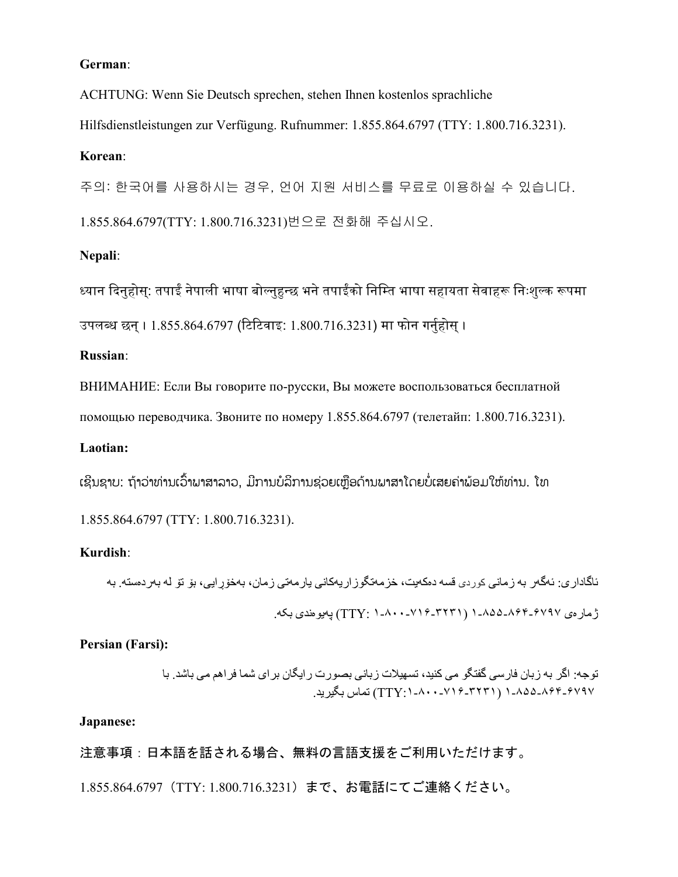**German**:

ACHTUNG: Wenn Sie Deutsch sprechen, stehen Ihnen kostenlos sprachliche Hilfsdienstleistungen zur Verfügung. Rufnummer: 1.855.864.6797 (TTY: 1.800.716.3231).

**Korean**:

주의: 한국어를 사용하시는 경우, 언어 지원 서비스를 무료로 이용하실 수 있습니다. 1.855.864.6797(TTY: 1.800.716.3231)번으로 전화해 주십시오.

**Nepali**:

ध्यान दिनुहोस्: तपाईं नेपाली भाषा बोल्नुहुन्छ भने तपाईंको निम्ति भाषा सहायता सेवाहरू निःशुल्क रूपमा उपलब्ध छन् । 1.855.864.6797 (टिटिवाइ: 1.800.716.3231) मा फोन गर्नुहोस् ।

**Russian**:

ВНИМАНИЕ: Если Вы говорите по-русски, Вы можете воспользоваться бесплатной помощью переводчика. Звоните по номеру 1.855.864.6797 (телетайп: 1.800.716.3231).

**Laotian:**

ເຊີນຊາບ: ຖ້າວ່າທ່ານເວົ້າພາສາລາວ, ມີການບໍລິການຊ່ວຍເຫຼືອດ້ານພາສາໂດຍບໍ່ເສຍຄ່າພ້ອມໃຫ້ທ່ານ. ໂທ 1.855.864.6797 (TTY: 1.800.716.3231).

**Kurdish**:

ئاگاداری: ئەگەر بە زمانی کوردی قسە دەکەیت، خزمەتگوزاریەکانی یارمەتی زمان، بەخۆڕایی، بۆ تۆ لە بەردەستە. بە ژمارەی ۱-۸۵۵-۸۶۴-۶۷۹۷ (TTY: ۱-۸۰۰-۷۱۶-۳۲۳۱) پەیوەندی بکە.

**Persian (Farsi):**

توجه: اگر به زبان فارسی گفتگو می کنید، تسهیلات زبانی بصورت رایگان برای شما فراهم می باشد. با ۱-۸۵۵-۸۶۴-۶۷۹۷ (TTY:۱-۸۰۰-۷۱۶-۳۲۳۱) تماس بگیرید.

**Japanese:**

注意事項：日本語を話される場合、無料の言語支援をご利用いただけます。1.855.864.6797（TTY: 1.800.716.3231）まで、お電話にてご連絡ください。